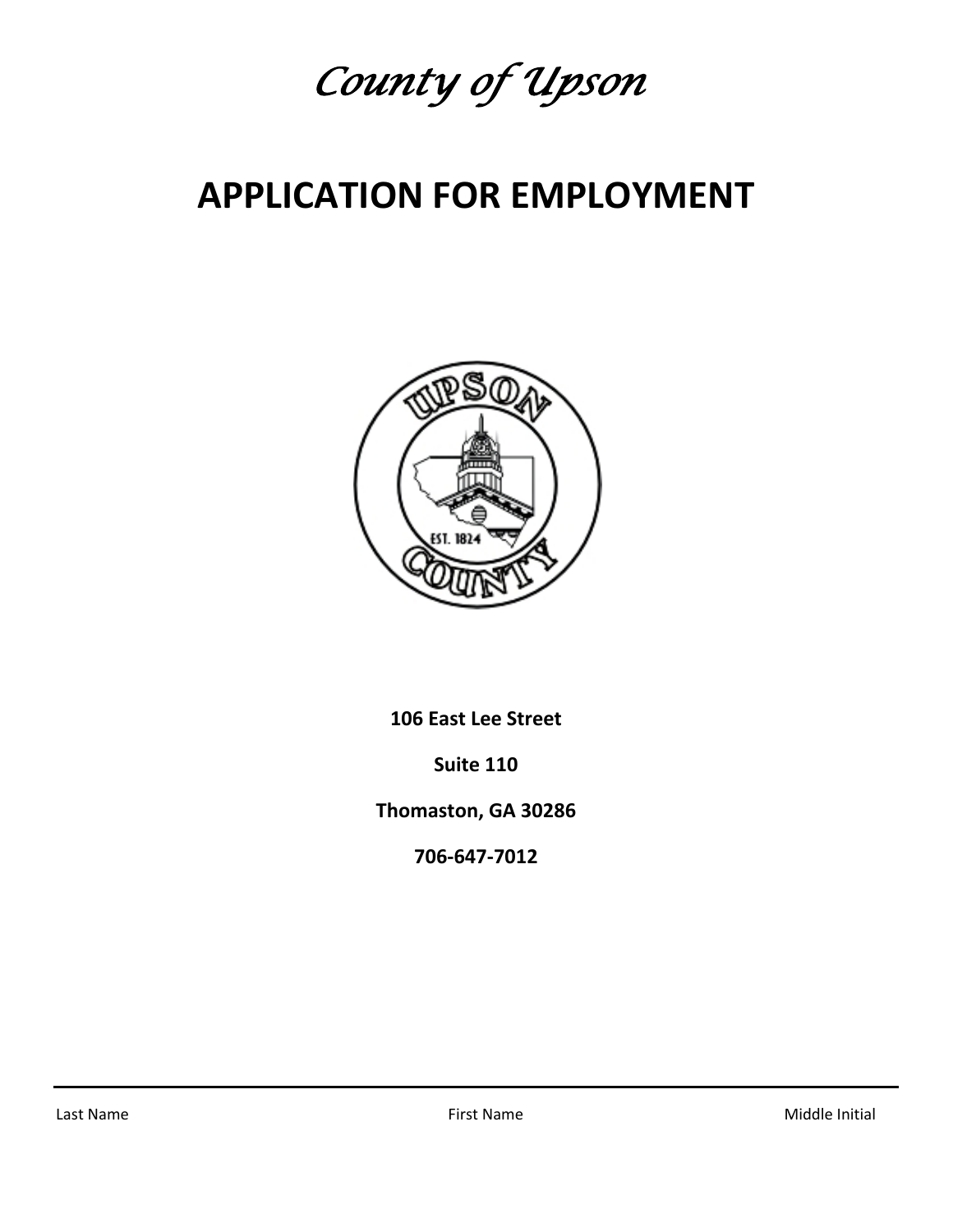*County of Upson*

# APPLICATION FOR EMPLOYMENT

**106 East Lee Street**

**Suite 110**

**Thomaston, GA 30286**

**706-647-7012**

| Last Name | First Name | Middle Initial |
|---|---|---|
| | | |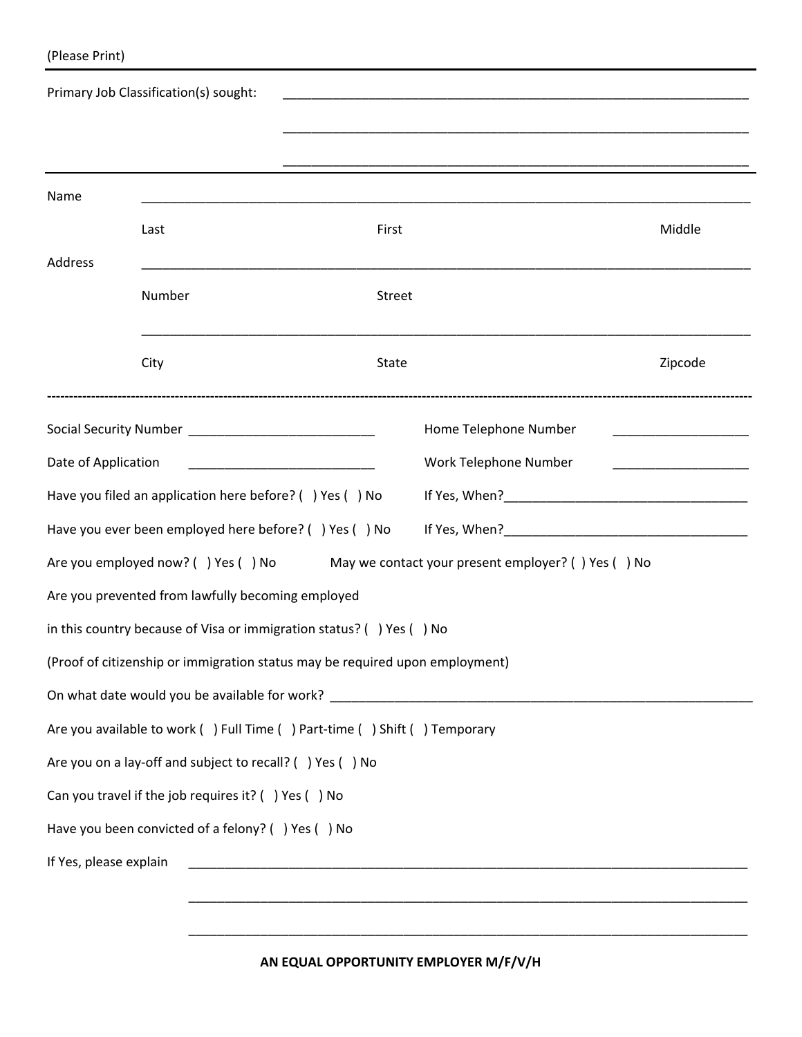(Please Print)

Primary Job Classification(s) sought: ____________________________________________

____________________________________________

____________________________________________

---

Name ____________________________________________

Last First Middle

Address ____________________________________________

Number Street

____________________________________________

City State Zipcode

---

Social Security Number ______________________ Home Telephone Number ________________

Date of Application ______________________ Work Telephone Number ________________

Have you filed an application here before? ( ) Yes ( ) No If Yes, When?______________________________

Have you ever been employed here before? ( ) Yes ( ) No If Yes, When?______________________________

Are you employed now? ( ) Yes ( ) No May we contact your present employer? ( ) Yes ( ) No

Are you prevented from lawfully becoming employed

in this country because of Visa or immigration status? ( ) Yes ( ) No

(Proof of citizenship or immigration status may be required upon employment)

On what date would you be available for work? ____________________________________________

Are you available to work ( ) Full Time ( ) Part-time ( ) Shift ( ) Temporary

Are you on a lay-off and subject to recall? ( ) Yes ( ) No

Can you travel if the job requires it? ( ) Yes ( ) No

Have you been convicted of a felony? ( ) Yes ( ) No

If Yes, please explain ____________________________________________

____________________________________________

____________________________________________

**AN EQUAL OPPORTUNITY EMPLOYER M/F/V/H**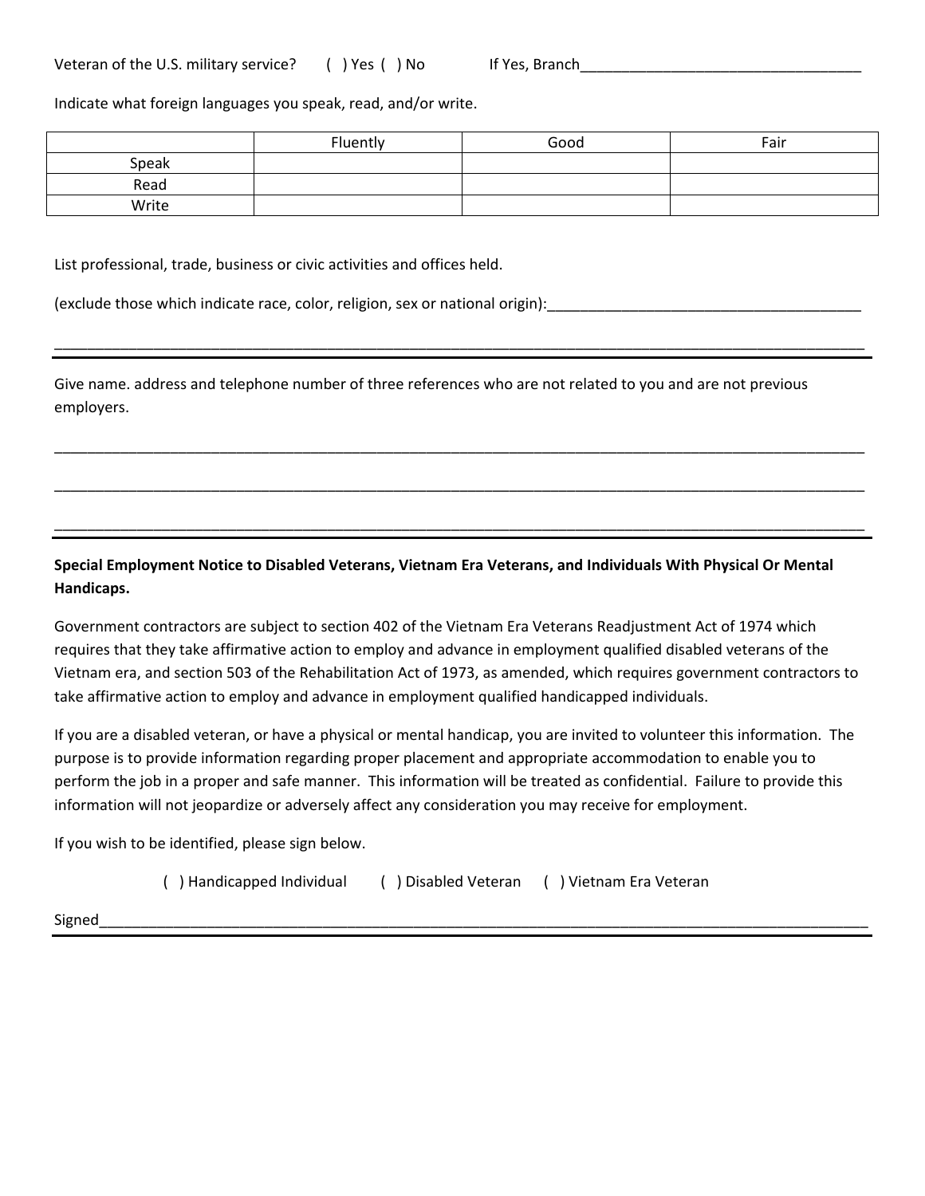Veteran of the U.S. military service? ( ) Yes ( ) No If Yes, Branch___________________________________

Indicate what foreign languages you speak, read, and/or write.

| | Fluently | Good | Fair |
|---|---|---|---|
| Speak | | | |
| Read | | | |
| Write | | | |

List professional, trade, business or civic activities and offices held.

(exclude those which indicate race, color, religion, sex or national origin):______________________________________

_____________________________________________________________________________________________

Give name. address and telephone number of three references who are not related to you and are not previous employers.

_____________________________________________________________________________________________

_____________________________________________________________________________________________

_____________________________________________________________________________________________

**Special Employment Notice to Disabled Veterans, Vietnam Era Veterans, and Individuals With Physical Or Mental Handicaps.**

Government contractors are subject to section 402 of the Vietnam Era Veterans Readjustment Act of 1974 which requires that they take affirmative action to employ and advance in employment qualified disabled veterans of the Vietnam era, and section 503 of the Rehabilitation Act of 1973, as amended, which requires government contractors to take affirmative action to employ and advance in employment qualified handicapped individuals.

If you are a disabled veteran, or have a physical or mental handicap, you are invited to volunteer this information. The purpose is to provide information regarding proper placement and appropriate accommodation to enable you to perform the job in a proper and safe manner. This information will be treated as confidential. Failure to provide this information will not jeopardize or adversely affect any consideration you may receive for employment.

If you wish to be identified, please sign below.

( ) Handicapped Individual ( ) Disabled Veteran ( ) Vietnam Era Veteran

Signed_____________________________________________________________________________________________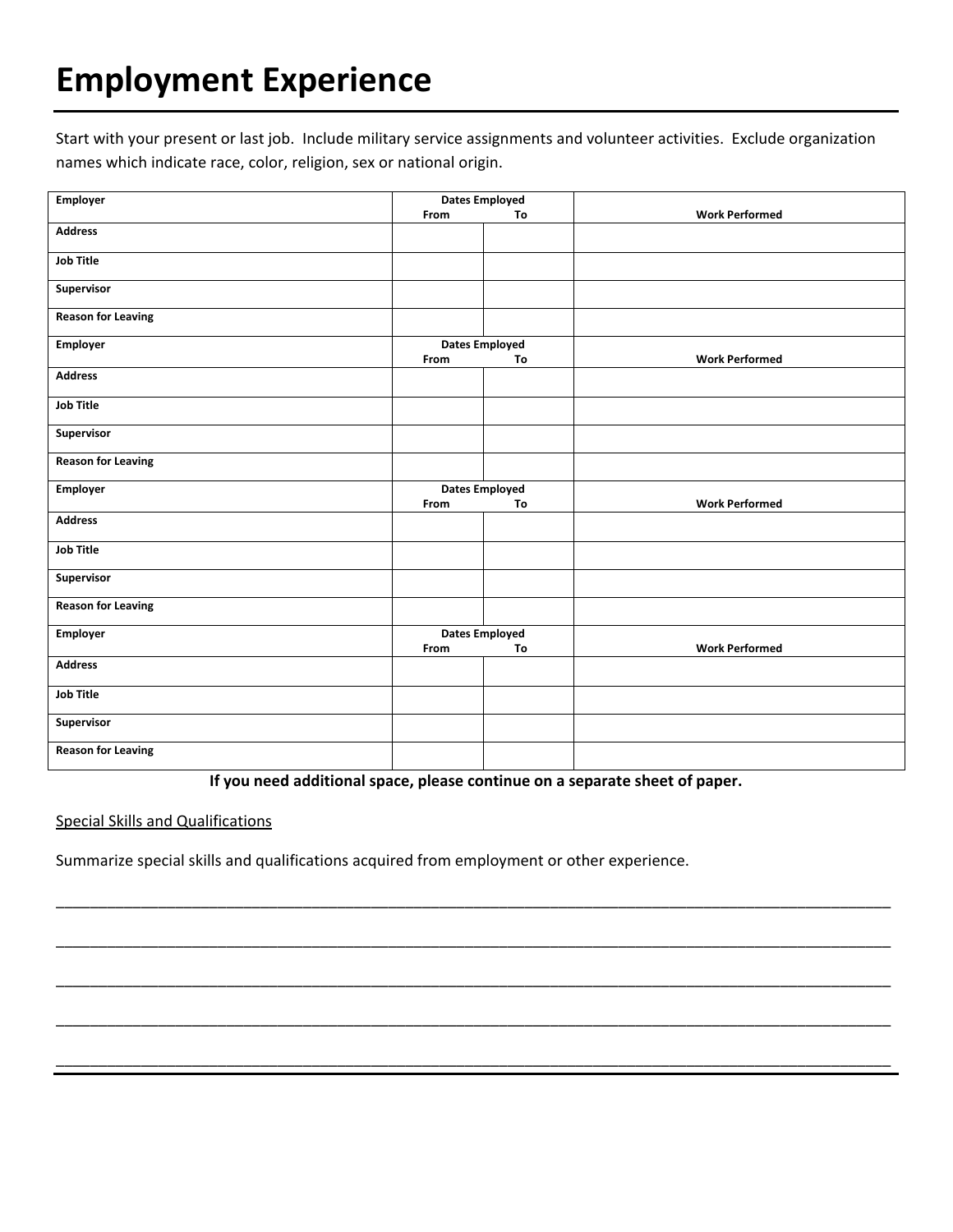# Employment Experience

Start with your present or last job. Include military service assignments and volunteer activities. Exclude organization names which indicate race, color, religion, sex or national origin.

| Employer | Dates Employed From | To | Work Performed |
|---|---|---|---|
| Address | | | |
| Job Title | | | |
| Supervisor | | | |
| Reason for Leaving | | | |
| **Employer** | **Dates Employed From** | **To** | **Work Performed** |
| Address | | | |
| Job Title | | | |
| Supervisor | | | |
| Reason for Leaving | | | |
| **Employer** | **Dates Employed From** | **To** | **Work Performed** |
| Address | | | |
| Job Title | | | |
| Supervisor | | | |
| Reason for Leaving | | | |
| **Employer** | **Dates Employed From** | **To** | **Work Performed** |
| Address | | | |
| Job Title | | | |
| Supervisor | | | |
| Reason for Leaving | | | |

**If you need additional space, please continue on a separate sheet of paper.**

Special Skills and Qualifications

Summarize special skills and qualifications acquired from employment or other experience.

_______________________________________________________________________________________________

_______________________________________________________________________________________________

_______________________________________________________________________________________________

_______________________________________________________________________________________________

_______________________________________________________________________________________________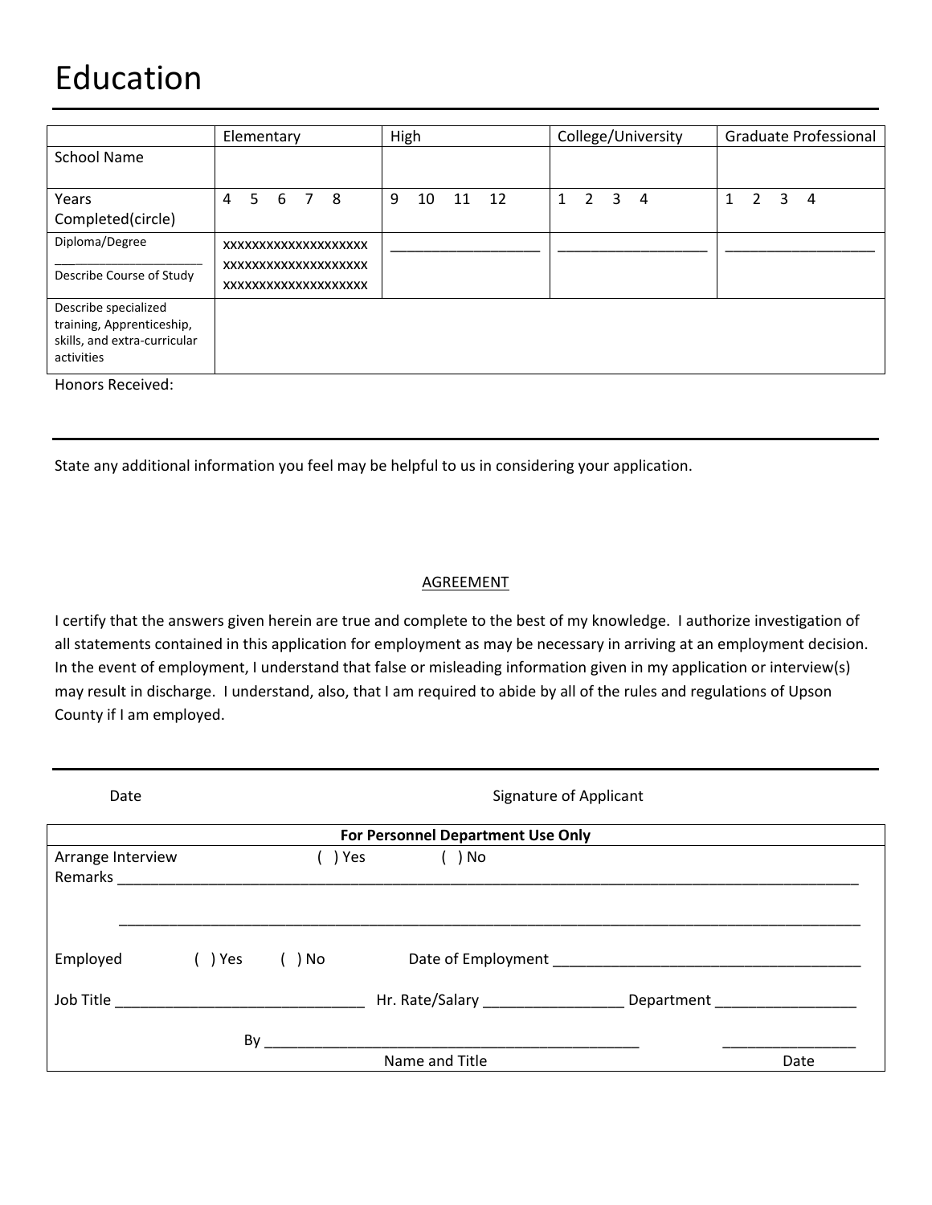# Education

| | Elementary | High | College/University | Graduate Professional |
|---|---|---|---|---|
| School Name | | | | |
| Years Completed(circle) | 4 5 6 7 8 | 9 10 11 12 | 1 2 3 4 | 1 2 3 4 |
| Diploma/Degree ___ Describe Course of Study | xxxxxxxxxxxxxxxxxxxx xxxxxxxxxxxxxxxxxxxx xxxxxxxxxxxxxxxxxxxx | ___________________ | ___________________ | ___________________ |
| Describe specialized training, Apprenticeship, skills, and extra-curricular activities | | | | |

Honors Received:

---

State any additional information you feel may be helpful to us in considering your application.

AGREEMENT

I certify that the answers given herein are true and complete to the best of my knowledge. I authorize investigation of all statements contained in this application for employment as may be necessary in arriving at an employment decision. In the event of employment, I understand that false or misleading information given in my application or interview(s) may result in discharge. I understand, also, that I am required to abide by all of the rules and regulations of Upson County if I am employed.

---

Date Signature of Applicant

**For Personnel Department Use Only**

Arrange Interview ( ) Yes ( ) No

Remarks ___________________________________________________________________________________________

___________________________________________________________________________________________

Employed ( ) Yes ( ) No Date of Employment _____________________________________

Job Title _____________________________ Hr. Rate/Salary ________________ Department ________________

By _____________________________________________ ________________

Name and Title Date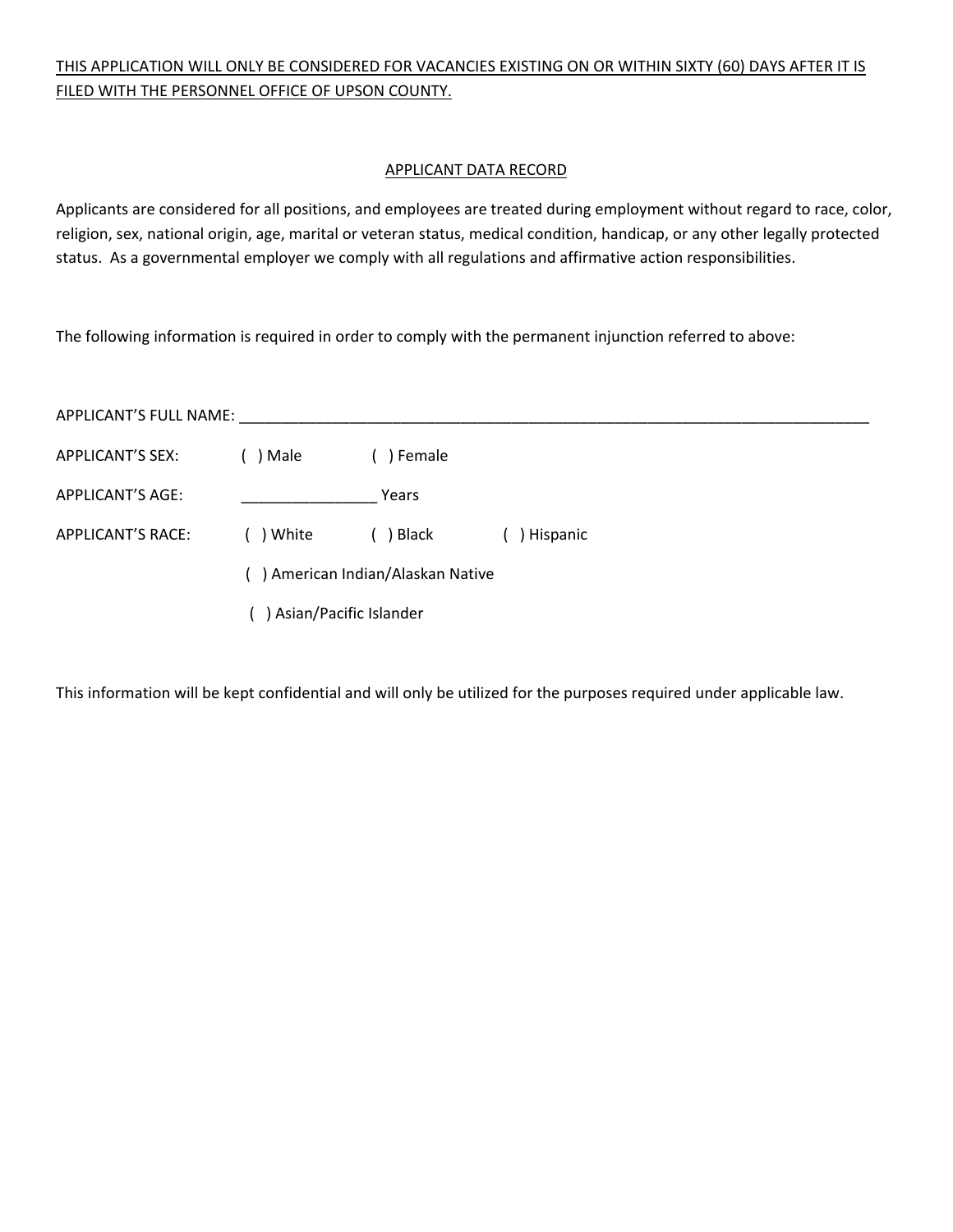THIS APPLICATION WILL ONLY BE CONSIDERED FOR VACANCIES EXISTING ON OR WITHIN SIXTY (60) DAYS AFTER IT IS FILED WITH THE PERSONNEL OFFICE OF UPSON COUNTY.

## APPLICANT DATA RECORD

Applicants are considered for all positions, and employees are treated during employment without regard to race, color, religion, sex, national origin, age, marital or veteran status, medical condition, handicap, or any other legally protected status. As a governmental employer we comply with all regulations and affirmative action responsibilities.

The following information is required in order to comply with the permanent injunction referred to above:

APPLICANT'S FULL NAME: ___________________________________________________________________________

APPLICANT'S SEX: ( ) Male ( ) Female

APPLICANT'S AGE: ________________ Years

APPLICANT'S RACE: ( ) White ( ) Black ( ) Hispanic

( ) American Indian/Alaskan Native

( ) Asian/Pacific Islander

This information will be kept confidential and will only be utilized for the purposes required under applicable law.